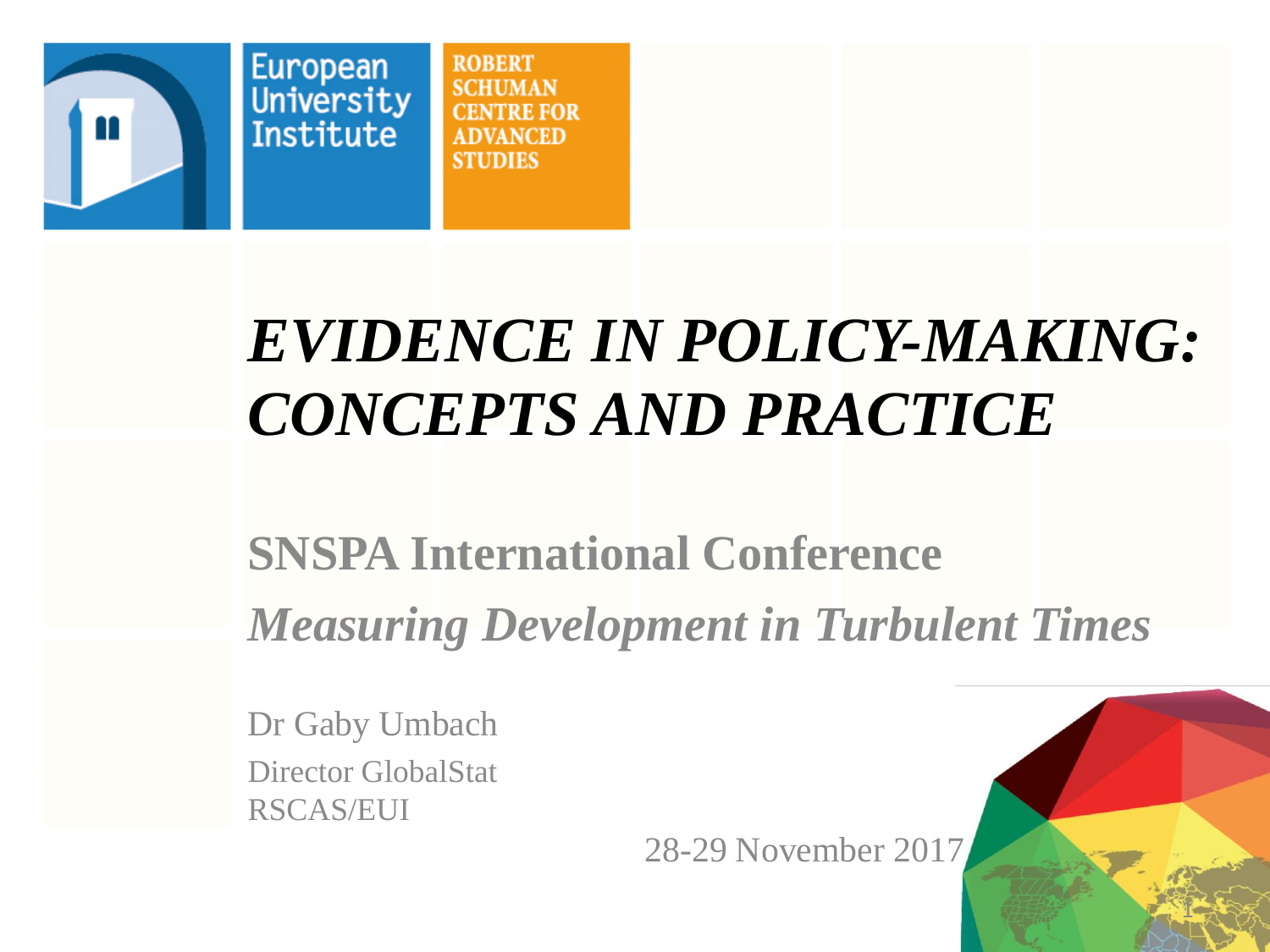European University Institute

ROBERT SCHUMAN CENTRE FOR ADVANCED STUDIES

# *EVIDENCE IN POLICY-MAKING: CONCEPTS AND PRACTICE*

## SNSPA International Conference

## *Measuring Development in Turbulent Times*

Dr Gaby Umbach
Director GlobalStat
RSCAS/EUI

28-29 November 2017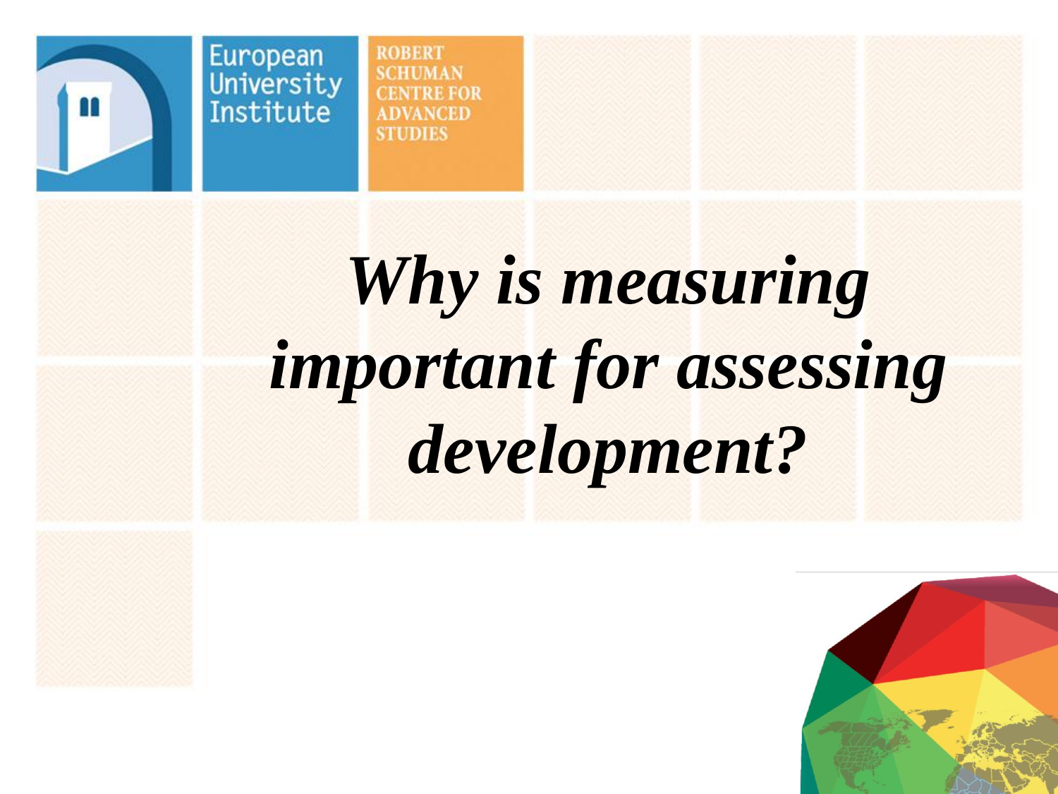# *Why is measuring important for assessing development?*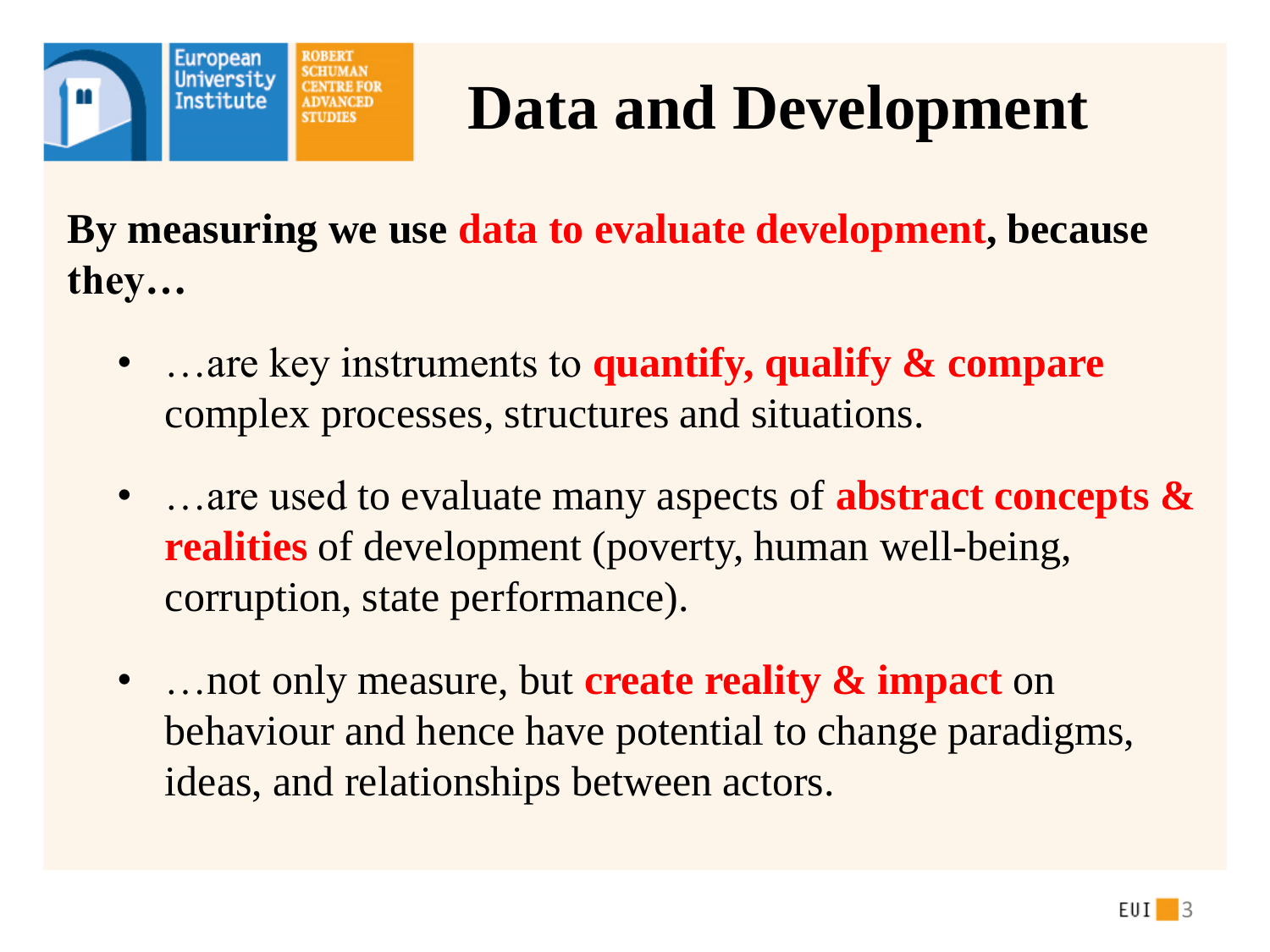# Data and Development

**By measuring we use data to evaluate development, because they…**

- …are key instruments to **quantify, qualify & compare** complex processes, structures and situations.
- …are used to evaluate many aspects of **abstract concepts & realities** of development (poverty, human well-being, corruption, state performance).
- …not only measure, but **create reality & impact** on behaviour and hence have potential to change paradigms, ideas, and relationships between actors.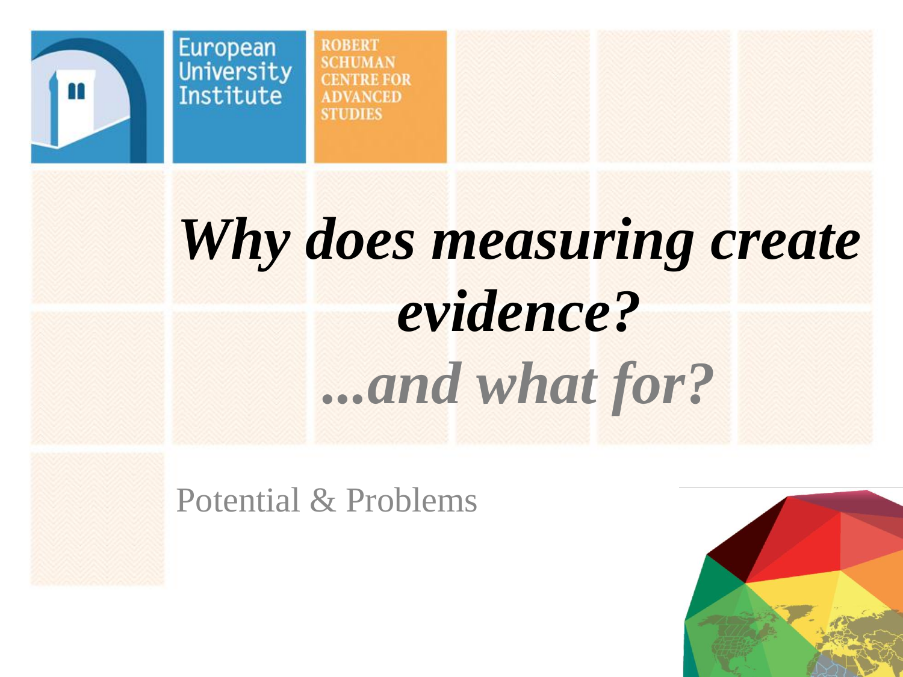European University Institute

ROBERT SCHUMAN CENTRE FOR ADVANCED STUDIES

# *Why does measuring create evidence?*

## *...and what for?*

Potential & Problems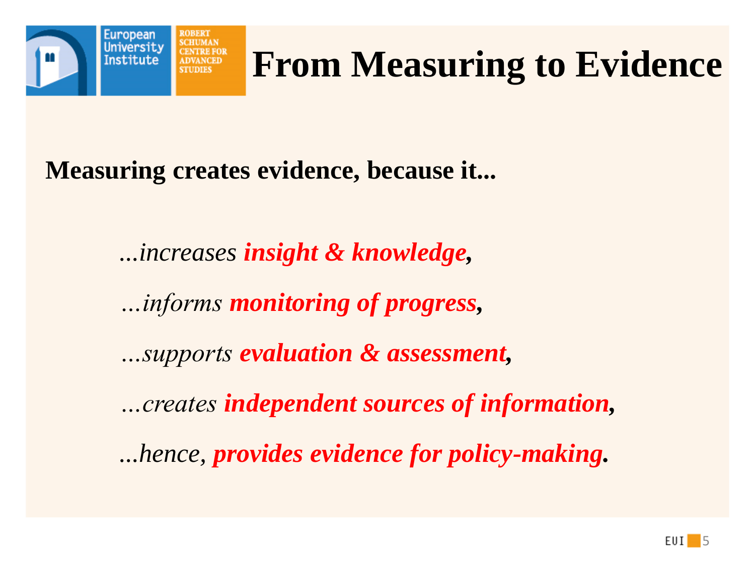# From Measuring to Evidence

**Measuring creates evidence, because it...**

*...increases* ***insight & knowledge,***

*...informs* ***monitoring of progress,***

*...supports* ***evaluation & assessment,***

*...creates* ***independent sources of information,***

*...hence,* ***provides evidence for policy-making.***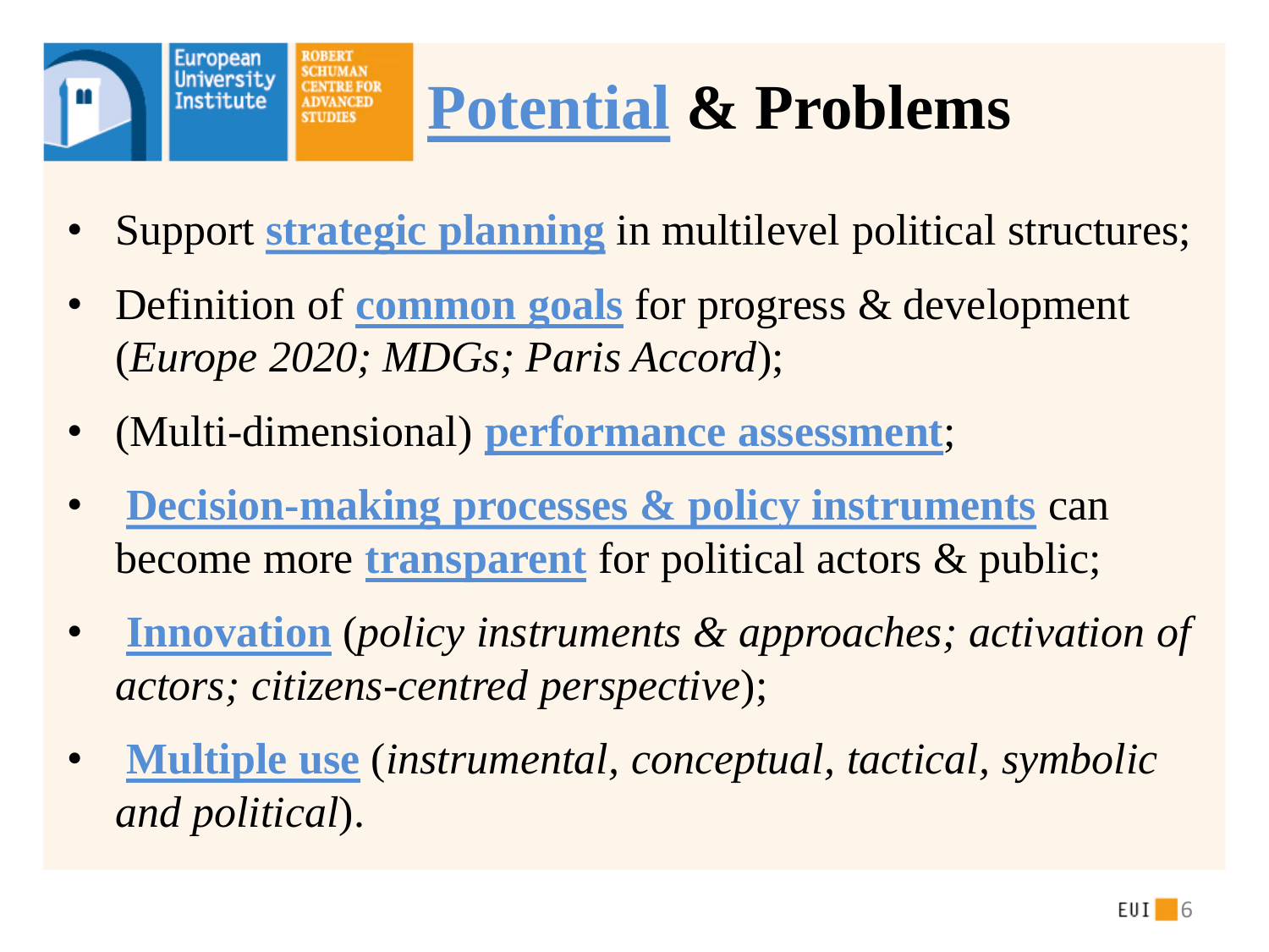# **Potential** & Problems

- Support **strategic planning** in multilevel political structures;
- Definition of **common goals** for progress & development (*Europe 2020; MDGs; Paris Accord*);
- (Multi-dimensional) **performance assessment**;
- **Decision-making processes & policy instruments** can become more **transparent** for political actors & public;
- **Innovation** (*policy instruments & approaches; activation of actors; citizens-centred perspective*);
- **Multiple use** (*instrumental, conceptual, tactical, symbolic and political*).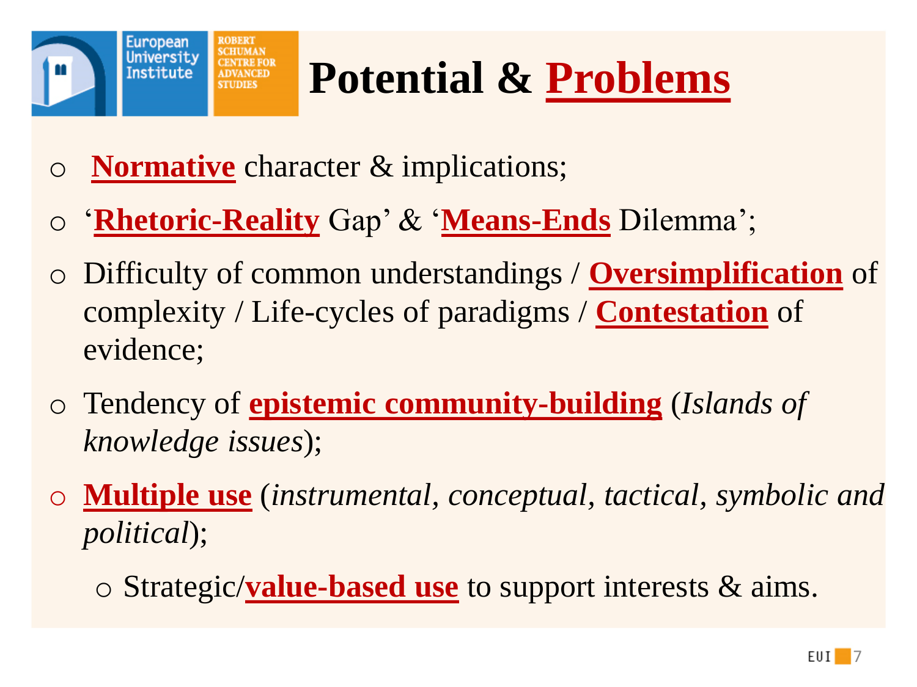# Potential & Problems

- **Normative** character & implications;
- '**Rhetoric-Reality** Gap' & '**Means-Ends** Dilemma';
- Difficulty of common understandings / **Oversimplification** of complexity / Life-cycles of paradigms / **Contestation** of evidence;
- Tendency of **epistemic community-building** (*Islands of knowledge issues*);
- **Multiple use** (*instrumental*, *conceptual*, *tactical*, *symbolic and political*);
  - Strategic/**value-based use** to support interests & aims.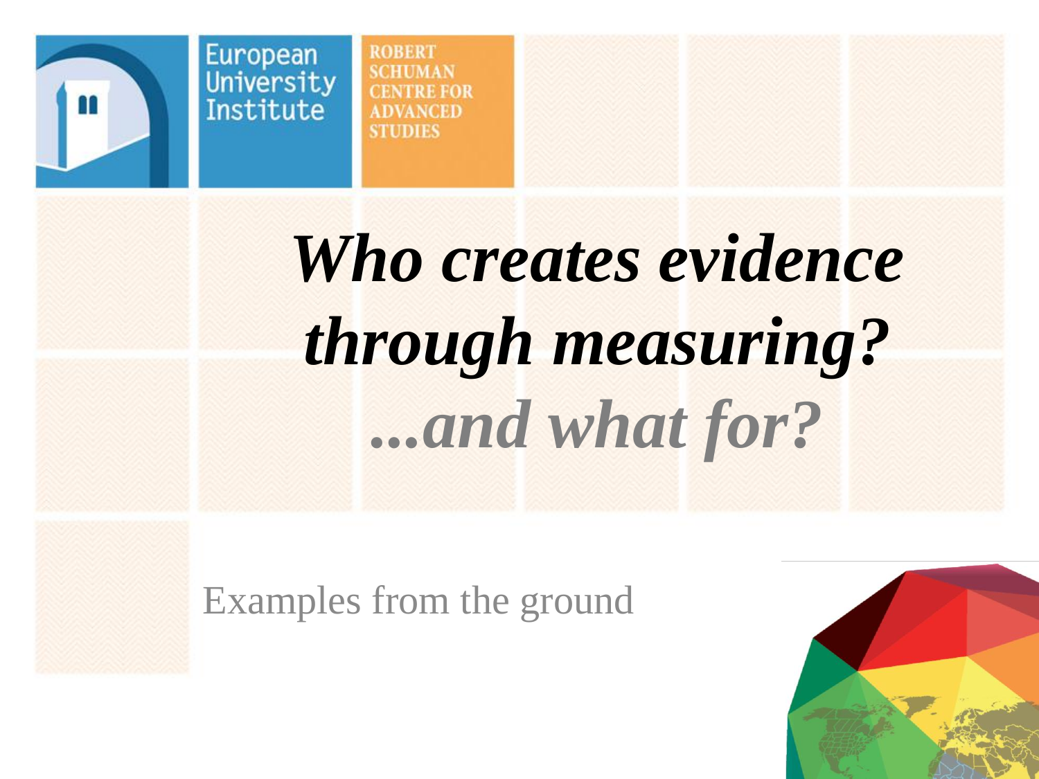# *Who creates evidence through measuring? ...and what for?*

Examples from the ground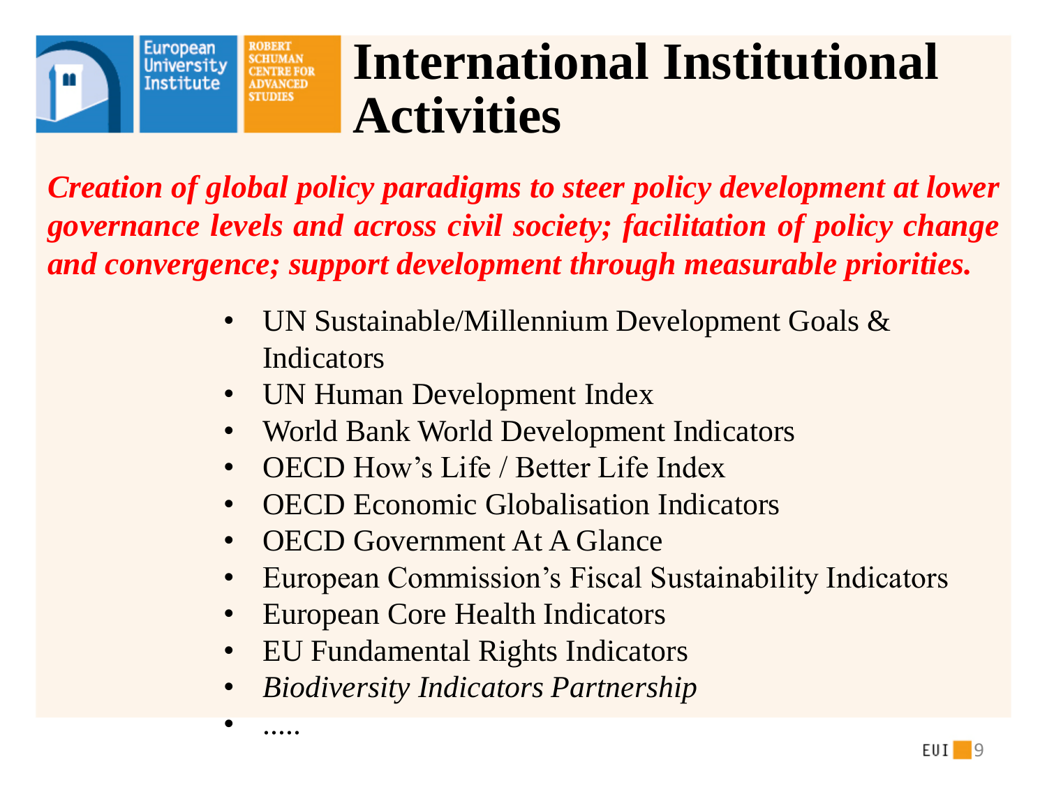# International Institutional Activities

***Creation of global policy paradigms to steer policy development at lower governance levels and across civil society; facilitation of policy change and convergence; support development through measurable priorities.***

- UN Sustainable/Millennium Development Goals & Indicators
- UN Human Development Index
- World Bank World Development Indicators
- OECD How's Life / Better Life Index
- OECD Economic Globalisation Indicators
- OECD Government At A Glance
- European Commission's Fiscal Sustainability Indicators
- European Core Health Indicators
- EU Fundamental Rights Indicators
- *Biodiversity Indicators Partnership*
- .....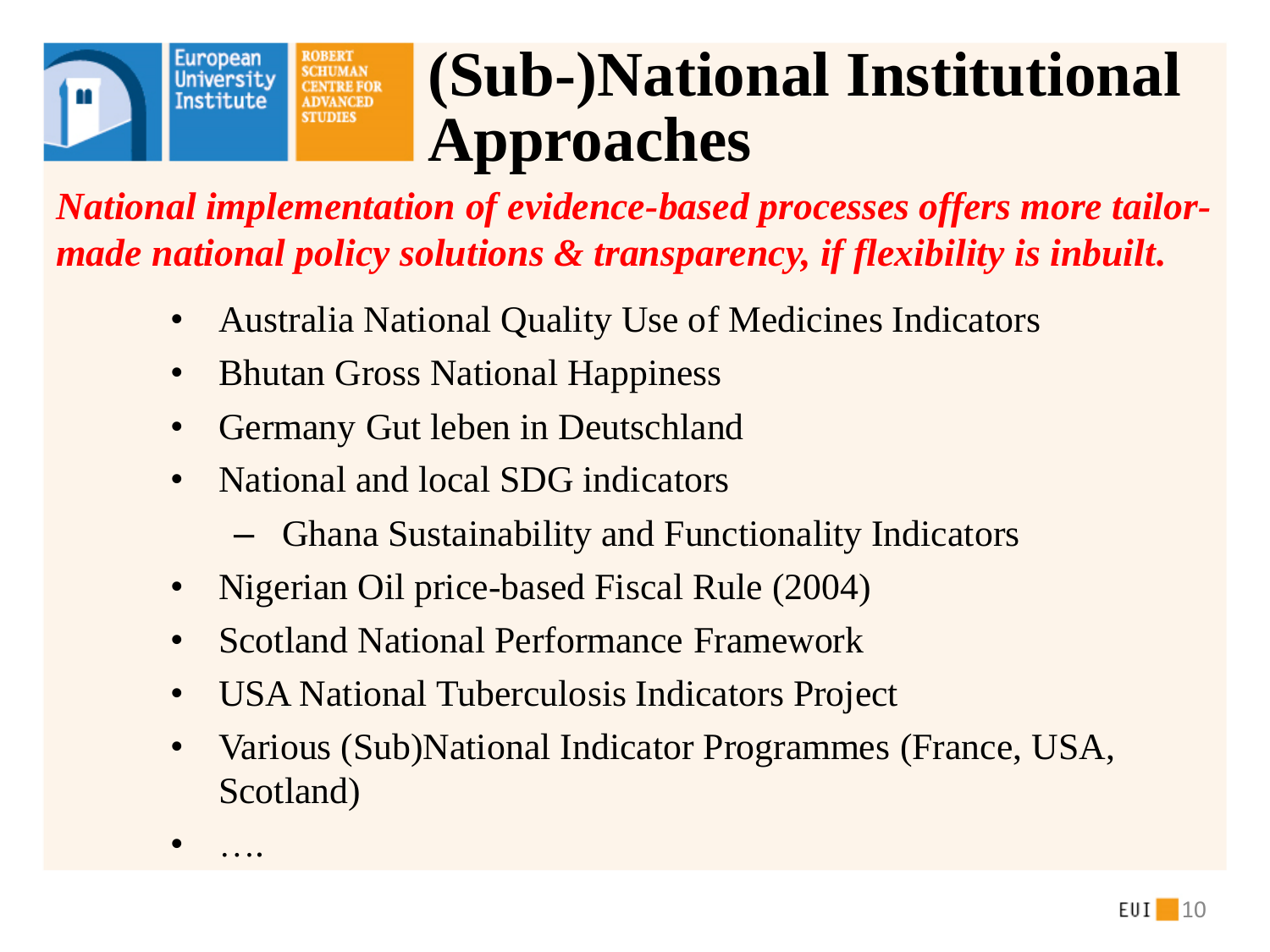# (Sub-)National Institutional Approaches

***National implementation of evidence-based processes offers more tailor-made national policy solutions & transparency, if flexibility is inbuilt.***

- Australia National Quality Use of Medicines Indicators
- Bhutan Gross National Happiness
- Germany Gut leben in Deutschland
- National and local SDG indicators
  - Ghana Sustainability and Functionality Indicators
- Nigerian Oil price-based Fiscal Rule (2004)
- Scotland National Performance Framework
- USA National Tuberculosis Indicators Project
- Various (Sub)National Indicator Programmes (France, USA, Scotland)
- ….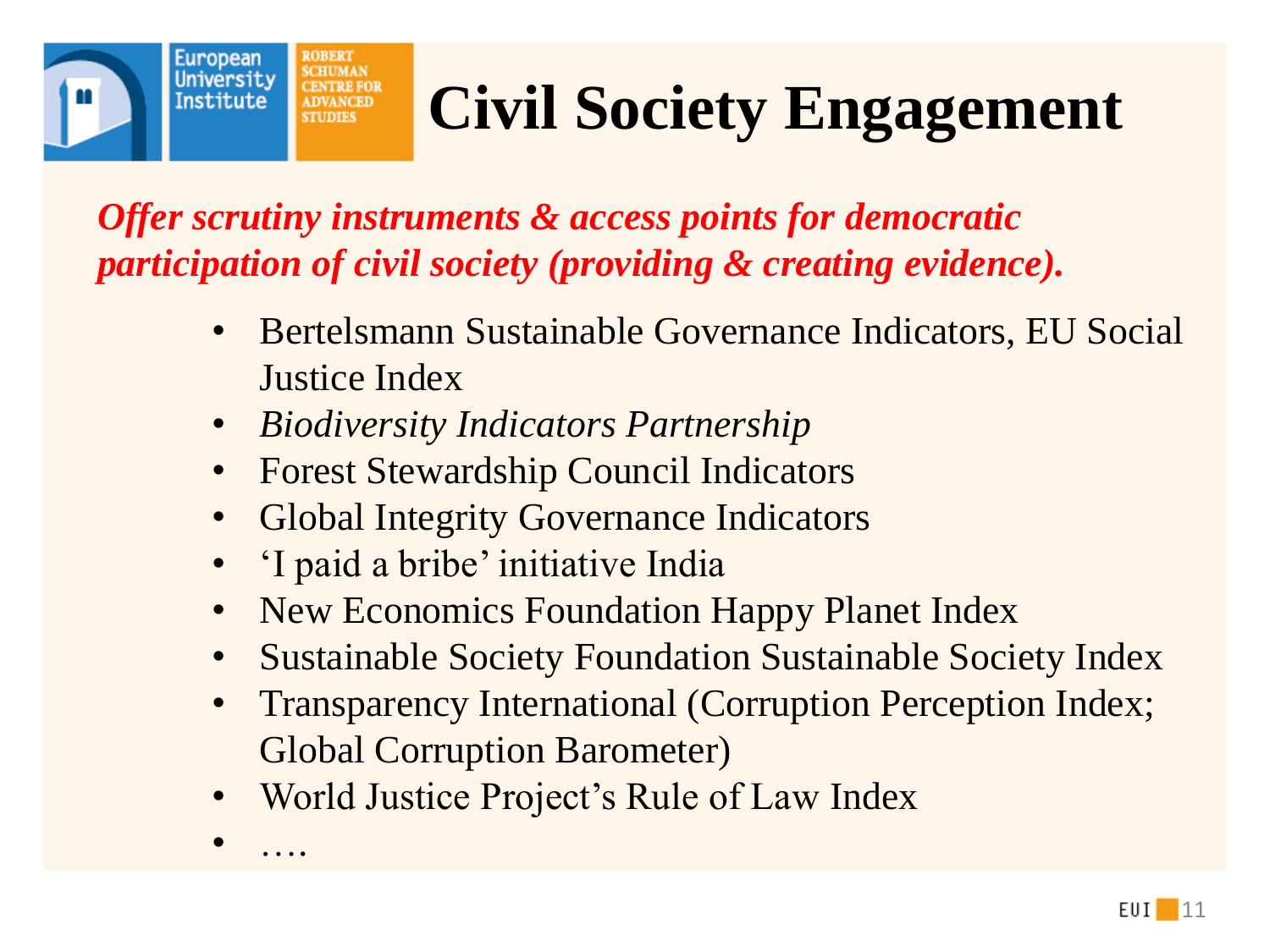# Civil Society Engagement

***Offer scrutiny instruments & access points for democratic participation of civil society (providing & creating evidence).***

- Bertelsmann Sustainable Governance Indicators, EU Social Justice Index
- *Biodiversity Indicators Partnership*
- Forest Stewardship Council Indicators
- Global Integrity Governance Indicators
- 'I paid a bribe' initiative India
- New Economics Foundation Happy Planet Index
- Sustainable Society Foundation Sustainable Society Index
- Transparency International (Corruption Perception Index; Global Corruption Barometer)
- World Justice Project's Rule of Law Index
- ….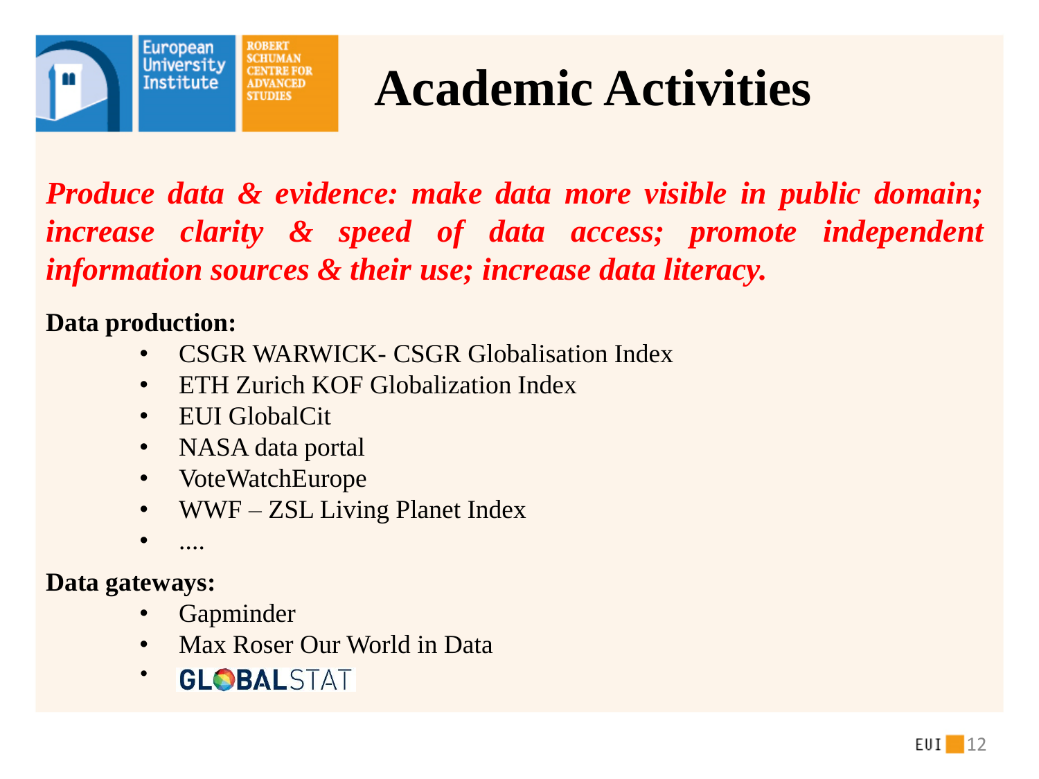# Academic Activities

*Produce data & evidence: make data more visible in public domain; increase clarity & speed of data access; promote independent information sources & their use; increase data literacy.*

**Data production:**

- CSGR WARWICK- CSGR Globalisation Index
- ETH Zurich KOF Globalization Index
- EUI GlobalCit
- NASA data portal
- VoteWatchEurope
- WWF – ZSL Living Planet Index
- ....

**Data gateways:**

- Gapminder
- Max Roser Our World in Data
- GLOBALSTAT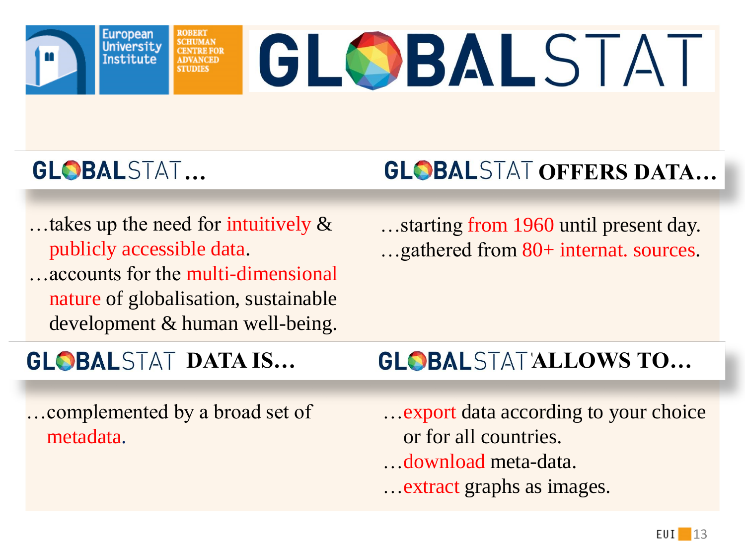# European University Institute | Robert Schuman Centre for Advanced Studies | GLOBALSTAT

## GLOBALSTAT…

…takes up the need for intuitively & publicly accessible data.

…accounts for the multi-dimensional nature of globalisation, sustainable development & human well-being.

## GLOBALSTAT OFFERS DATA…

…starting from 1960 until present day.

…gathered from 80+ internat. sources.

## GLOBALSTAT DATA IS…

…complemented by a broad set of metadata.

## GLOBALSTAT ALLOWS TO…

…export data according to your choice or for all countries.

…download meta-data.

…extract graphs as images.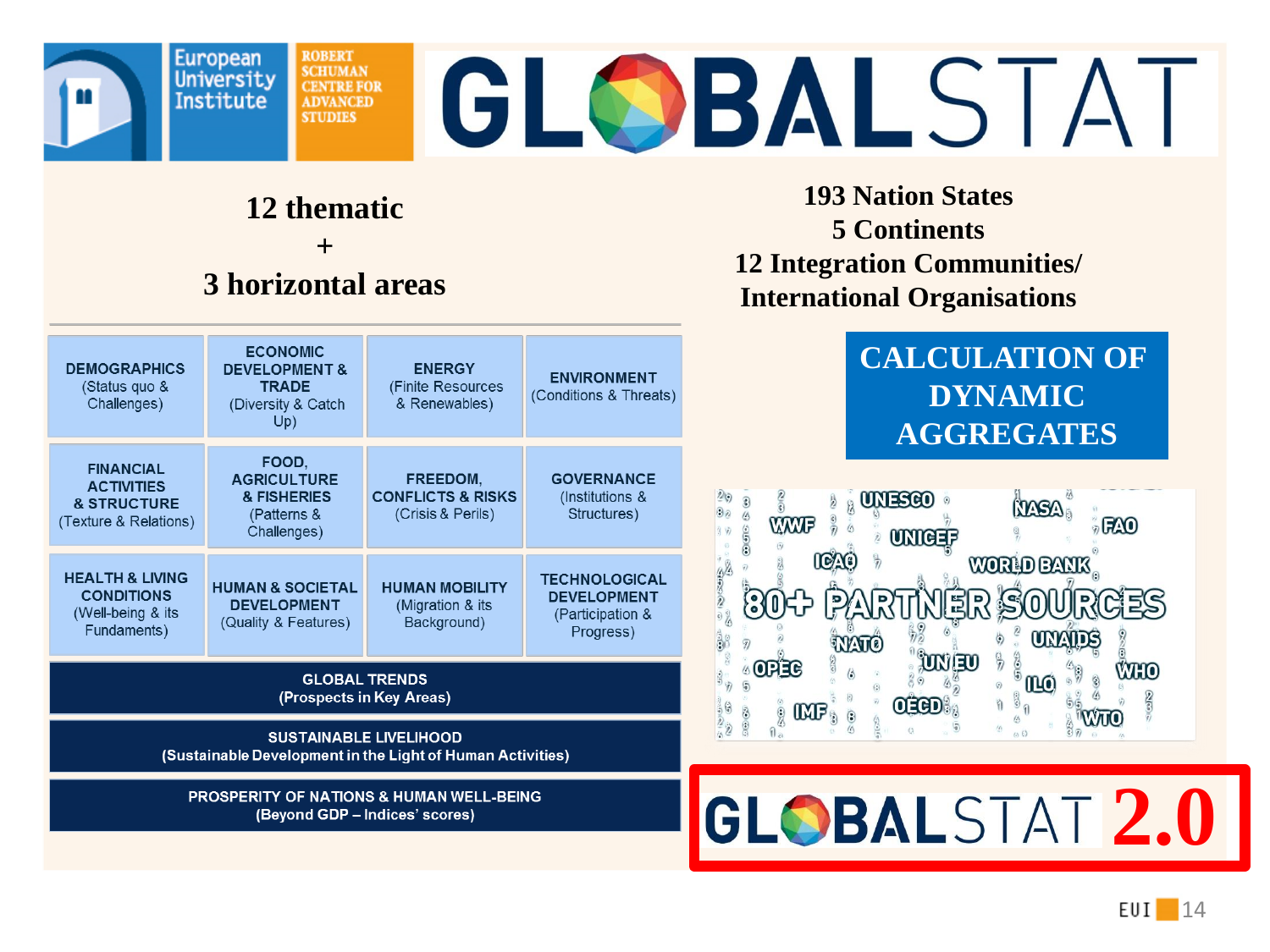European University Institute — ROBERT SCHUMAN CENTRE FOR ADVANCED STUDIES

# GLOBALSTAT

## 12 thematic + 3 horizontal areas

| | | | |
|---|---|---|---|
| **DEMOGRAPHICS** (Status quo & Challenges) | **ECONOMIC DEVELOPMENT & TRADE** (Diversity & Catch Up) | **ENERGY** (Finite Resources & Renewables) | **ENVIRONMENT** (Conditions & Threats) |
| **FINANCIAL ACTIVITIES & STRUCTURE** (Texture & Relations) | **FOOD, AGRICULTURE & FISHERIES** (Patterns & Challenges) | **FREEDOM, CONFLICTS & RISKS** (Crisis & Perils) | **GOVERNANCE** (Institutions & Structures) |
| **HEALTH & LIVING CONDITIONS** (Well-being & its Fundaments) | **HUMAN & SOCIETAL DEVELOPMENT** (Quality & Features) | **HUMAN MOBILITY** (Migration & its Background) | **TECHNOLOGICAL DEVELOPMENT** (Participation & Progress) |

**GLOBAL TRENDS** (Prospects in Key Areas)

**SUSTAINABLE LIVELIHOOD** (Sustainable Development in the Light of Human Activities)

**PROSPERITY OF NATIONS & HUMAN WELL-BEING** (Beyond GDP – Indices' scores)

## 193 Nation States
## 5 Continents
## 12 Integration Communities/ International Organisations

**CALCULATION OF DYNAMIC AGGREGATES**

**80+ PARTNER SOURCES**

UNESCO, NASA, WWF, FAO, UNICEF, ICAO, WORLD BANK, NATO, UNAIDS, OPEC, UN, EU, WHO, ILO, IMF, OECD, WTO

# GLOBALSTAT 2.0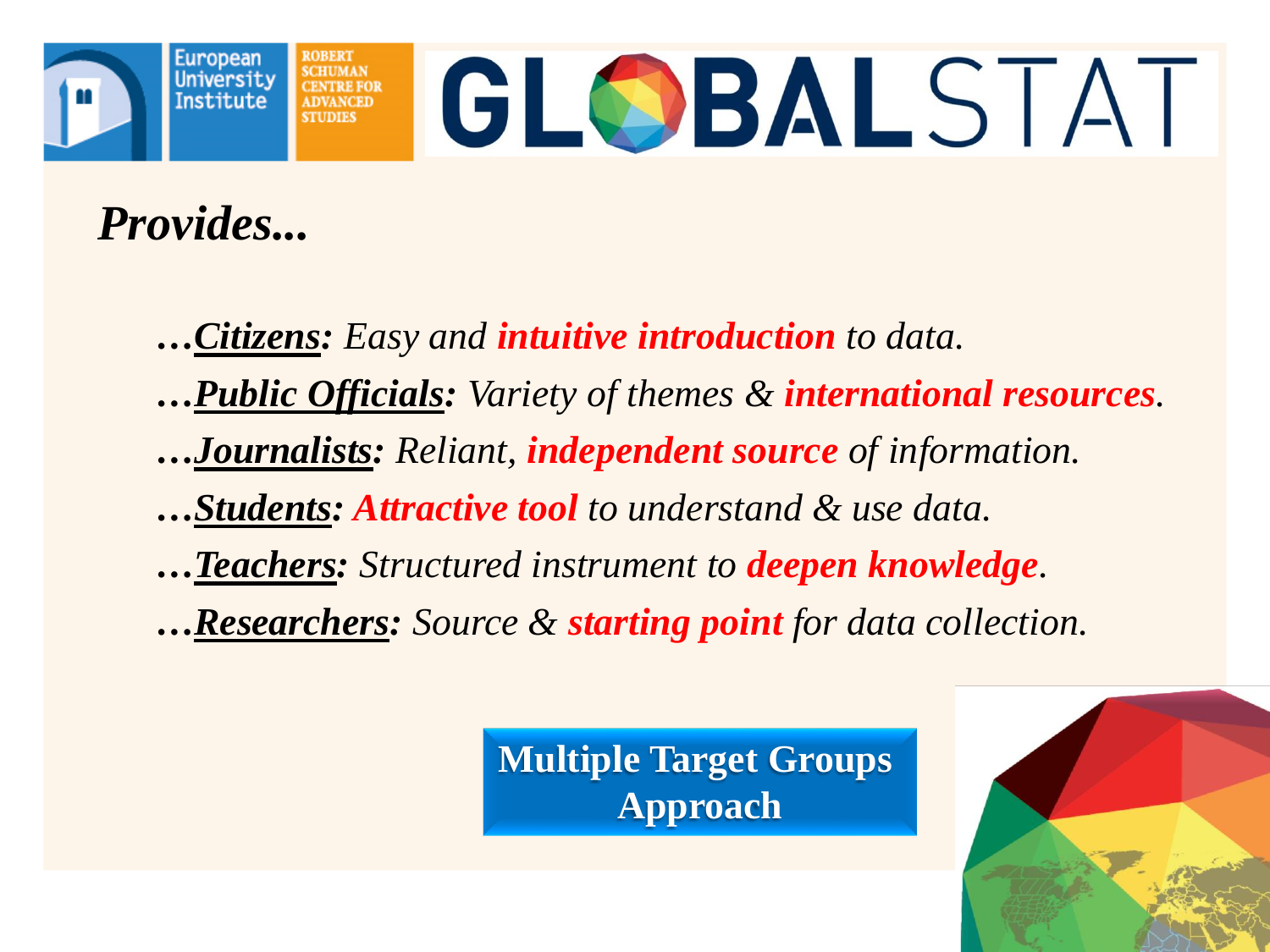European University Institute | ROBERT SCHUMAN CENTRE FOR ADVANCED STUDIES | GLOBALSTAT

# *Provides...*

- ***…Citizens:*** *Easy and* ***intuitive introduction*** *to data.*
- ***…Public Officials:*** *Variety of themes &* ***international resources****.*
- ***…Journalists:*** *Reliant,* ***independent source*** *of information.*
- ***…Students:*** ***Attractive tool*** *to understand & use data.*
- ***…Teachers:*** *Structured instrument to* ***deepen knowledge****.*
- ***…Researchers:*** *Source &* ***starting point*** *for data collection.*

**Multiple Target Groups Approach**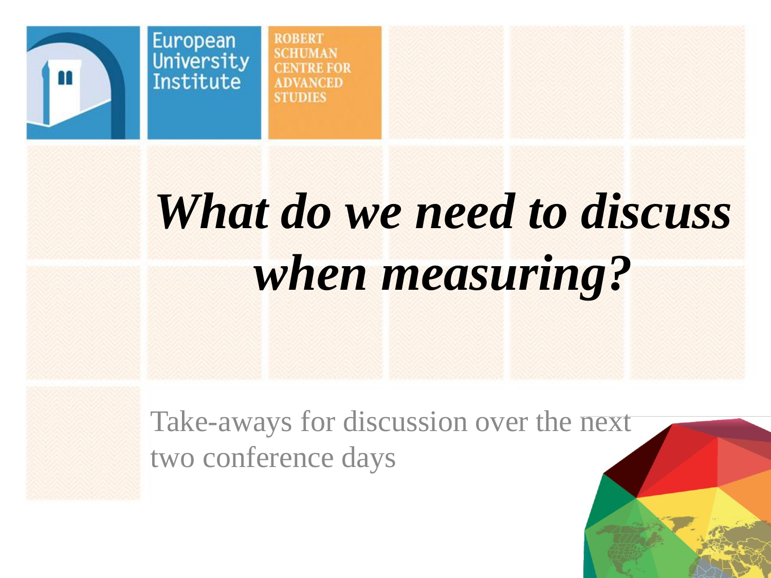European University Institute

ROBERT SCHUMAN CENTRE FOR ADVANCED STUDIES

# *What do we need to discuss when measuring?*

Take-aways for discussion over the next two conference days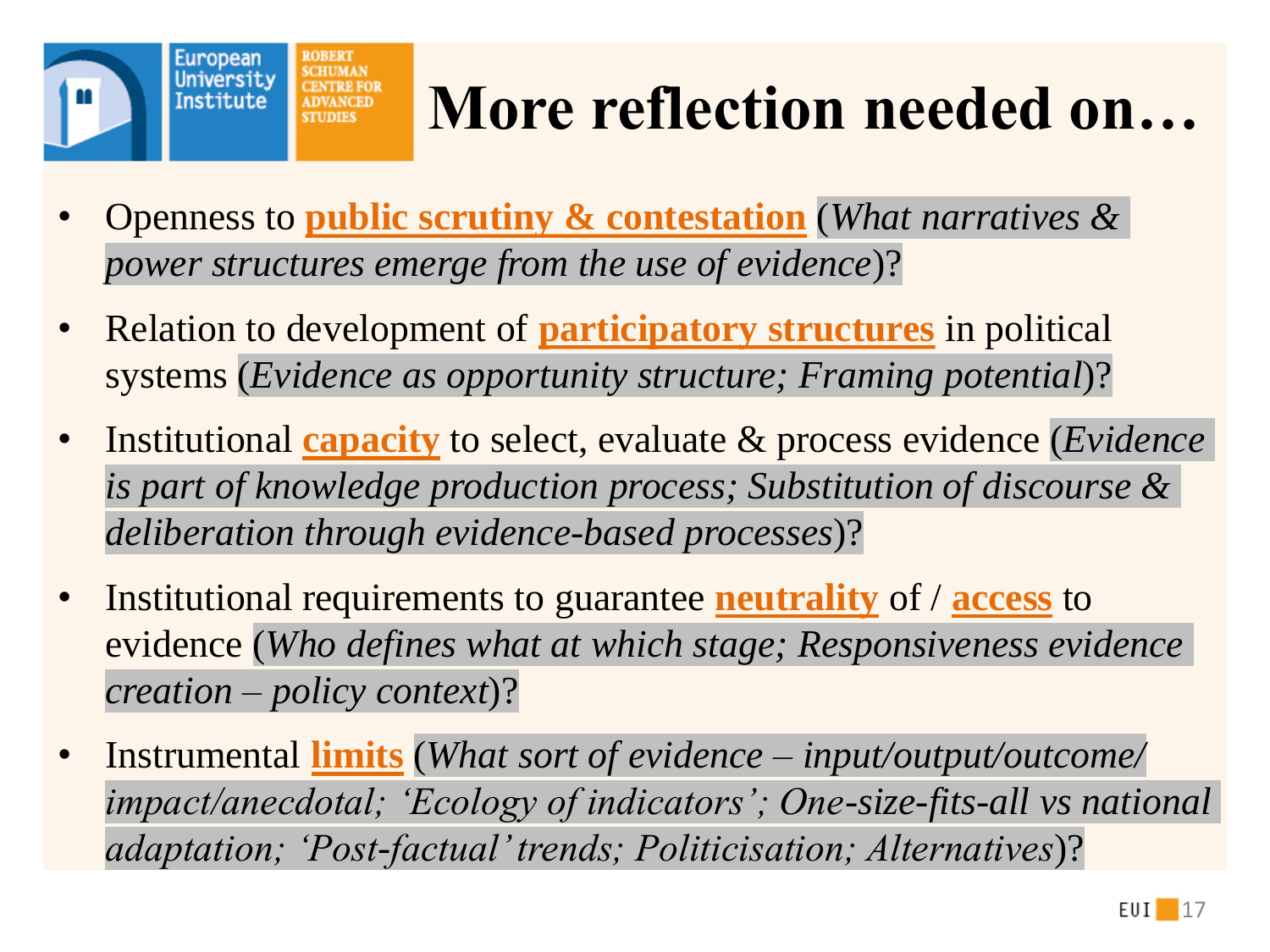# More reflection needed on…

- Openness to **public scrutiny & contestation** (*What narratives & power structures emerge from the use of evidence*)?
- Relation to development of **participatory structures** in political systems (*Evidence as opportunity structure; Framing potential*)?
- Institutional **capacity** to select, evaluate & process evidence (*Evidence is part of knowledge production process; Substitution of discourse & deliberation through evidence-based processes*)?
- Institutional requirements to guarantee **neutrality** of / **access** to evidence (*Who defines what at which stage; Responsiveness evidence creation – policy context*)?
- Instrumental **limits** (*What sort of evidence – input/output/outcome/ impact/anecdotal; 'Ecology of indicators'; One-size-fits-all vs national adaptation; 'Post-factual' trends; Politicisation; Alternatives*)?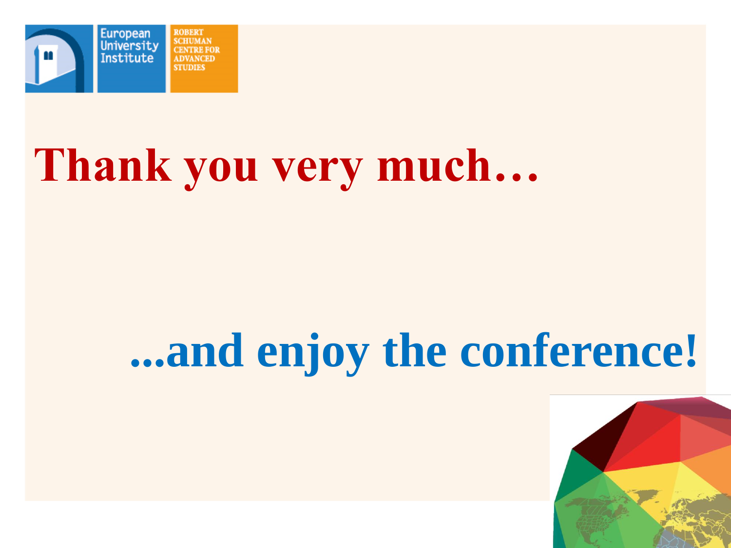# Thank you very much…

# ...and enjoy the conference!